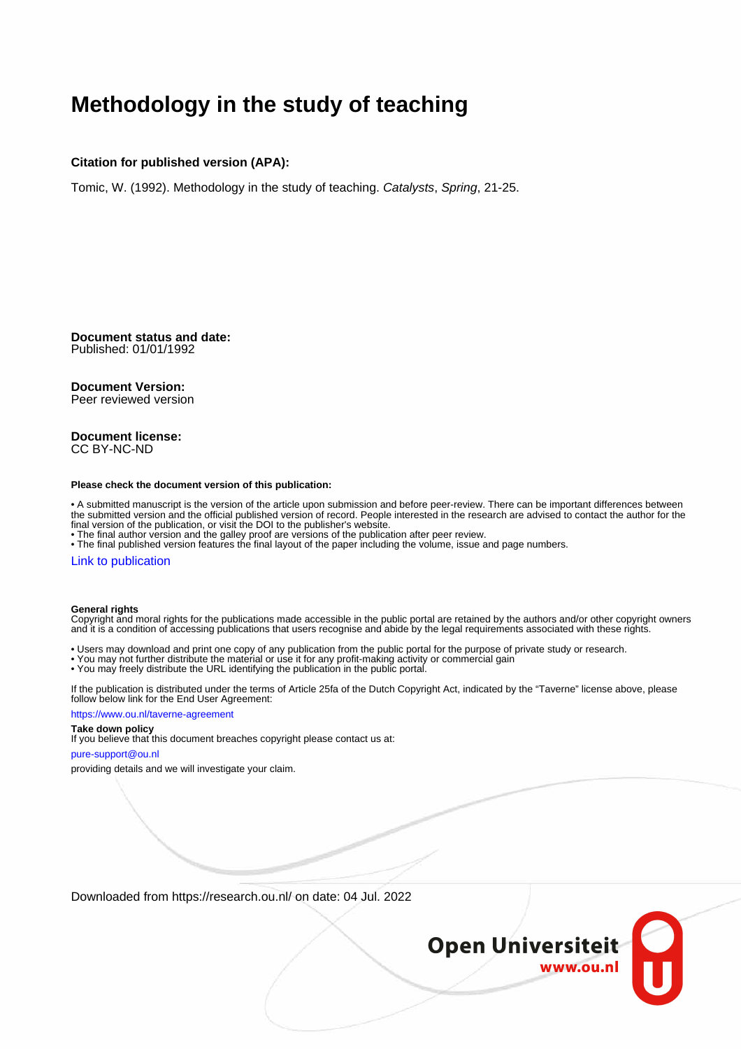# Methodology in the study of teaching

**Citation for published version (APA):**

Tomic, W. (1992). Methodology in the study of teaching. *Catalysts*, *Spring*, 21-25.

**Document status and date:**
Published: 01/01/1992

**Document Version:**
Peer reviewed version

**Document license:**
CC BY-NC-ND

**Please check the document version of this publication:**

• A submitted manuscript is the version of the article upon submission and before peer-review. There can be important differences between the submitted version and the official published version of record. People interested in the research are advised to contact the author for the final version of the publication, or visit the DOI to the publisher's website.
• The final author version and the galley proof are versions of the publication after peer review.
• The final published version features the final layout of the paper including the volume, issue and page numbers.

Link to publication

**General rights**
Copyright and moral rights for the publications made accessible in the public portal are retained by the authors and/or other copyright owners and it is a condition of accessing publications that users recognise and abide by the legal requirements associated with these rights.

• Users may download and print one copy of any publication from the public portal for the purpose of private study or research.
• You may not further distribute the material or use it for any profit-making activity or commercial gain
• You may freely distribute the URL identifying the publication in the public portal.

If the publication is distributed under the terms of Article 25fa of the Dutch Copyright Act, indicated by the "Taverne" license above, please follow below link for the End User Agreement:

https://www.ou.nl/taverne-agreement

**Take down policy**
If you believe that this document breaches copyright please contact us at:

pure-support@ou.nl

providing details and we will investigate your claim.

Downloaded from https://research.ou.nl/ on date: 04 Jul. 2022

Open Universiteit
www.ou.nl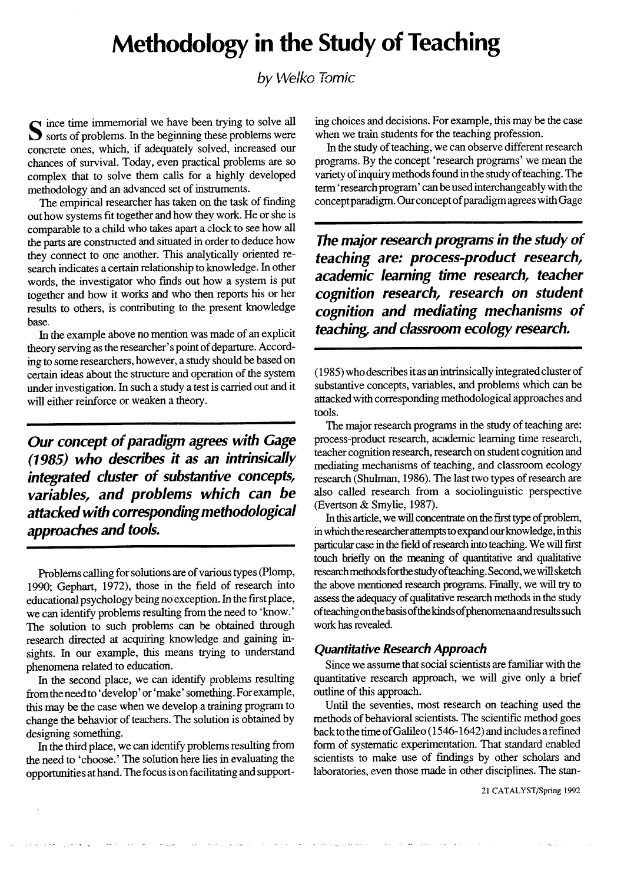# Methodology in the Study of Teaching

*by Welko Tomic*

Since time immemorial we have been trying to solve all sorts of problems. In the beginning these problems were concrete ones, which, if adequately solved, increased our chances of survival. Today, even practical problems are so complex that to solve them calls for a highly developed methodology and an advanced set of instruments.

The empirical researcher has taken on the task of finding out how systems fit together and how they work. He or she is comparable to a child who takes apart a clock to see how all the parts are constructed and situated in order to deduce how they connect to one another. This analytically oriented research indicates a certain relationship to knowledge. In other words, the investigator who finds out how a system is put together and how it works and who then reports his or her results to others, is contributing to the present knowledge base.

In the example above no mention was made of an explicit theory serving as the researcher's point of departure. According to some researchers, however, a study should be based on certain ideas about the structure and operation of the system under investigation. In such a study a test is carried out and it will either reinforce or weaken a theory.

***Our concept of paradigm agrees with Gage (1985) who describes it as an intrinsically integrated cluster of substantive concepts, variables, and problems which can be attacked with corresponding methodological approaches and tools.***

Problems calling for solutions are of various types (Plomp, 1990; Gephart, 1972), those in the field of research into educational psychology being no exception. In the first place, we can identify problems resulting from the need to 'know.' The solution to such problems can be obtained through research directed at acquiring knowledge and gaining insights. In our example, this means trying to understand phenomena related to education.

In the second place, we can identify problems resulting from the need to 'develop' or 'make' something. For example, this may be the case when we develop a training program to change the behavior of teachers. The solution is obtained by designing something.

In the third place, we can identify problems resulting from the need to 'choose.' The solution here lies in evaluating the opportunities at hand. The focus is on facilitating and supporting choices and decisions. For example, this may be the case when we train students for the teaching profession.

In the study of teaching, we can observe different research programs. By the concept 'research programs' we mean the variety of inquiry methods found in the study of teaching. The term 'research program' can be used interchangeably with the concept paradigm. Our concept of paradigm agrees with Gage (1985) who describes it as an intrinsically integrated cluster of substantive concepts, variables, and problems which can be attacked with corresponding methodological approaches and tools.

***The major research programs in the study of teaching are: process-product research, academic learning time research, teacher cognition research, research on student cognition and mediating mechanisms of teaching, and classroom ecology research.***

The major research programs in the study of teaching are: process-product research, academic learning time research, teacher cognition research, research on student cognition and mediating mechanisms of teaching, and classroom ecology research (Shulman, 1986). The last two types of research are also called research from a sociolinguistic perspective (Evertson & Smylie, 1987).

In this article, we will concentrate on the first type of problem, in which the researcher attempts to expand our knowledge, in this particular case in the field of research into teaching. We will first touch briefly on the meaning of quantitative and qualitative research methods for the study of teaching. Second, we will sketch the above mentioned research programs. Finally, we will try to assess the adequacy of qualitative research methods in the study of teaching on the basis of the kinds of phenomena and results such work has revealed.

### Quantitative Research Approach

Since we assume that social scientists are familiar with the quantitative research approach, we will give only a brief outline of this approach.

Until the seventies, most research on teaching used the methods of behavioral scientists. The scientific method goes back to the time of Galileo (1546-1642) and includes a refined form of systematic experimentation. That standard enabled scientists to make use of findings by other scholars and laboratories, even those made in other disciplines. The stan-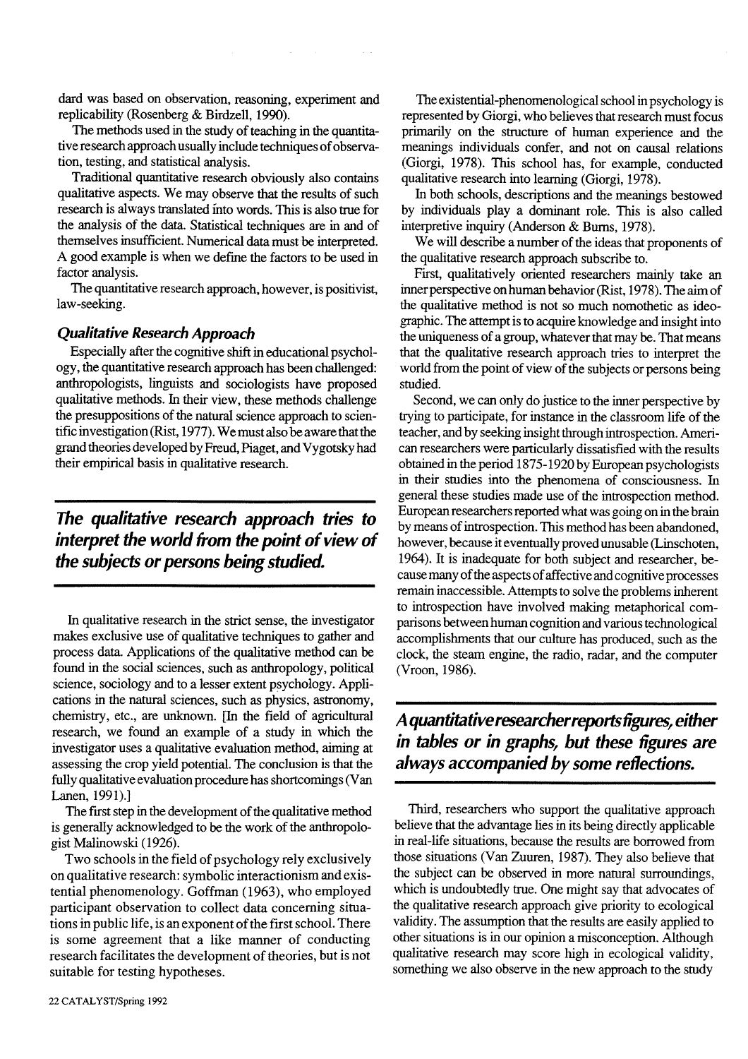dard was based on observation, reasoning, experiment and replicability (Rosenberg & Birdzell, 1990).

The methods used in the study of teaching in the quantitative research approach usually include techniques of observation, testing, and statistical analysis.

Traditional quantitative research obviously also contains qualitative aspects. We may observe that the results of such research is always translated into words. This is also true for the analysis of the data. Statistical techniques are in and of themselves insufficient. Numerical data must be interpreted. A good example is when we define the factors to be used in factor analysis.

The quantitative research approach, however, is positivist, law-seeking.

### *Qualitative Research Approach*

Especially after the cognitive shift in educational psychology, the quantitative research approach has been challenged: anthropologists, linguists and sociologists have proposed qualitative methods. In their view, these methods challenge the presuppositions of the natural science approach to scientific investigation (Rist, 1977). We must also be aware that the grand theories developed by Freud, Piaget, and Vygotsky had their empirical basis in qualitative research.

> ***The qualitative research approach tries to interpret the world from the point of view of the subjects or persons being studied.***

In qualitative research in the strict sense, the investigator makes exclusive use of qualitative techniques to gather and process data. Applications of the qualitative method can be found in the social sciences, such as anthropology, political science, sociology and to a lesser extent psychology. Applications in the natural sciences, such as physics, astronomy, chemistry, etc., are unknown. [In the field of agricultural research, we found an example of a study in which the investigator uses a qualitative evaluation method, aiming at assessing the crop yield potential. The conclusion is that the fully qualitative evaluation procedure has shortcomings (Van Lanen, 1991).]

The first step in the development of the qualitative method is generally acknowledged to be the work of the anthropologist Malinowski (1926).

Two schools in the field of psychology rely exclusively on qualitative research: symbolic interactionism and existential phenomenology. Goffman (1963), who employed participant observation to collect data concerning situations in public life, is an exponent of the first school. There is some agreement that a like manner of conducting research facilitates the development of theories, but is not suitable for testing hypotheses.

The existential-phenomenological school in psychology is represented by Giorgi, who believes that research must focus primarily on the structure of human experience and the meanings individuals confer, and not on causal relations (Giorgi, 1978). This school has, for example, conducted qualitative research into learning (Giorgi, 1978).

In both schools, descriptions and the meanings bestowed by individuals play a dominant role. This is also called interpretive inquiry (Anderson & Burns, 1978).

We will describe a number of the ideas that proponents of the qualitative research approach subscribe to.

First, qualitatively oriented researchers mainly take an inner perspective on human behavior (Rist, 1978). The aim of the qualitative method is not so much nomothetic as ideographic. The attempt is to acquire knowledge and insight into the uniqueness of a group, whatever that may be. That means that the qualitative research approach tries to interpret the world from the point of view of the subjects or persons being studied.

Second, we can only do justice to the inner perspective by trying to participate, for instance in the classroom life of the teacher, and by seeking insight through introspection. American researchers were particularly dissatisfied with the results obtained in the period 1875-1920 by European psychologists in their studies into the phenomena of consciousness. In general these studies made use of the introspection method. European researchers reported what was going on in the brain by means of introspection. This method has been abandoned, however, because it eventually proved unusable (Linschoten, 1964). It is inadequate for both subject and researcher, because many of the aspects of affective and cognitive processes remain inaccessible. Attempts to solve the problems inherent to introspection have involved making metaphorical comparisons between human cognition and various technological accomplishments that our culture has produced, such as the clock, the steam engine, the radio, radar, and the computer (Vroon, 1986).

> ***A quantitative researcher reports figures, either in tables or in graphs, but these figures are always accompanied by some reflections.***

Third, researchers who support the qualitative approach believe that the advantage lies in its being directly applicable in real-life situations, because the results are borrowed from those situations (Van Zuuren, 1987). They also believe that the subject can be observed in more natural surroundings, which is undoubtedly true. One might say that advocates of the qualitative research approach give priority to ecological validity. The assumption that the results are easily applied to other situations is in our opinion a misconception. Although qualitative research may score high in ecological validity, something we also observe in the new approach to the study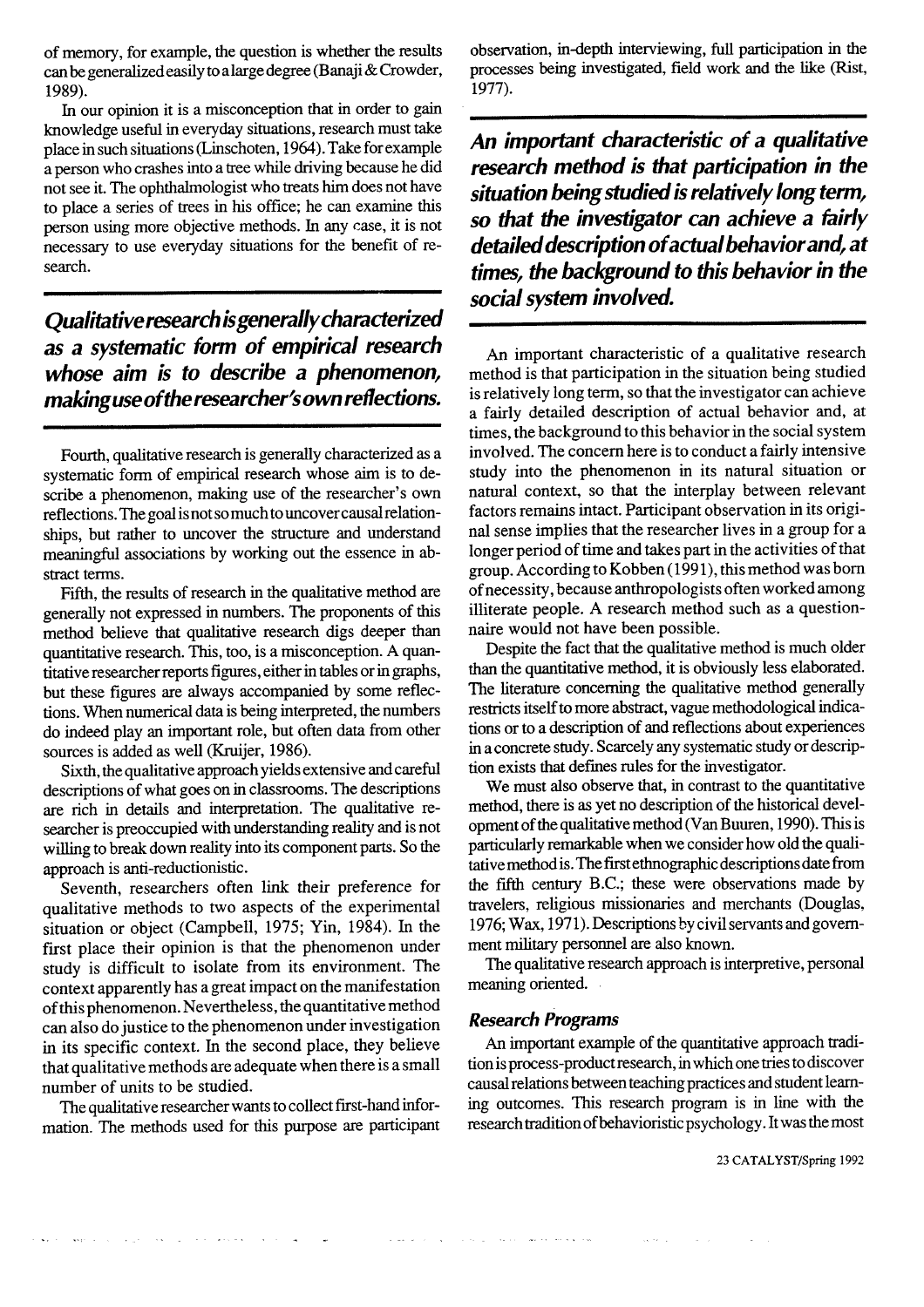of memory, for example, the question is whether the results can be generalized easily to a large degree (Banaji & Crowder, 1989).

In our opinion it is a misconception that in order to gain knowledge useful in everyday situations, research must take place in such situations (Linschoten, 1964). Take for example a person who crashes into a tree while driving because he did not see it. The ophthalmologist who treats him does not have to place a series of trees in his office; he can examine this person using more objective methods. In any case, it is not necessary to use everyday situations for the benefit of research.

***Qualitative research is generally characterized as a systematic form of empirical research whose aim is to describe a phenomenon, making use of the researcher's own reflections.***

Fourth, qualitative research is generally characterized as a systematic form of empirical research whose aim is to describe a phenomenon, making use of the researcher's own reflections. The goal is not so much to uncover causal relationships, but rather to uncover the structure and understand meaningful associations by working out the essence in abstract terms.

Fifth, the results of research in the qualitative method are generally not expressed in numbers. The proponents of this method believe that qualitative research digs deeper than quantitative research. This, too, is a misconception. A quantitative researcher reports figures, either in tables or in graphs, but these figures are always accompanied by some reflections. When numerical data is being interpreted, the numbers do indeed play an important role, but often data from other sources is added as well (Kruijer, 1986).

Sixth, the qualitative approach yields extensive and careful descriptions of what goes on in classrooms. The descriptions are rich in details and interpretation. The qualitative researcher is preoccupied with understanding reality and is not willing to break down reality into its component parts. So the approach is anti-reductionistic.

Seventh, researchers often link their preference for qualitative methods to two aspects of the experimental situation or object (Campbell, 1975; Yin, 1984). In the first place their opinion is that the phenomenon under study is difficult to isolate from its environment. The context apparently has a great impact on the manifestation of this phenomenon. Nevertheless, the quantitative method can also do justice to the phenomenon under investigation in its specific context. In the second place, they believe that qualitative methods are adequate when there is a small number of units to be studied.

The qualitative researcher wants to collect first-hand information. The methods used for this purpose are participant observation, in-depth interviewing, full participation in the processes being investigated, field work and the like (Rist, 1977).

***An important characteristic of a qualitative research method is that participation in the situation being studied is relatively long term, so that the investigator can achieve a fairly detailed description of actual behavior and, at times, the background to this behavior in the social system involved.***

An important characteristic of a qualitative research method is that participation in the situation being studied is relatively long term, so that the investigator can achieve a fairly detailed description of actual behavior and, at times, the background to this behavior in the social system involved. The concern here is to conduct a fairly intensive study into the phenomenon in its natural situation or natural context, so that the interplay between relevant factors remains intact. Participant observation in its original sense implies that the researcher lives in a group for a longer period of time and takes part in the activities of that group. According to Kobben (1991), this method was born of necessity, because anthropologists often worked among illiterate people. A research method such as a questionnaire would not have been possible.

Despite the fact that the qualitative method is much older than the quantitative method, it is obviously less elaborated. The literature concerning the qualitative method generally restricts itself to more abstract, vague methodological indications or to a description of and reflections about experiences in a concrete study. Scarcely any systematic study or description exists that defines rules for the investigator.

We must also observe that, in contrast to the quantitative method, there is as yet no description of the historical development of the qualitative method (Van Buuren, 1990). This is particularly remarkable when we consider how old the qualitative method is. The first ethnographic descriptions date from the fifth century B.C.; these were observations made by travelers, religious missionaries and merchants (Douglas, 1976; Wax, 1971). Descriptions by civil servants and government military personnel are also known.

The qualitative research approach is interpretive, personal meaning oriented.

### Research Programs

An important example of the quantitative approach tradition is process-product research, in which one tries to discover causal relations between teaching practices and student learning outcomes. This research program is in line with the research tradition of behavioristic psychology. It was the most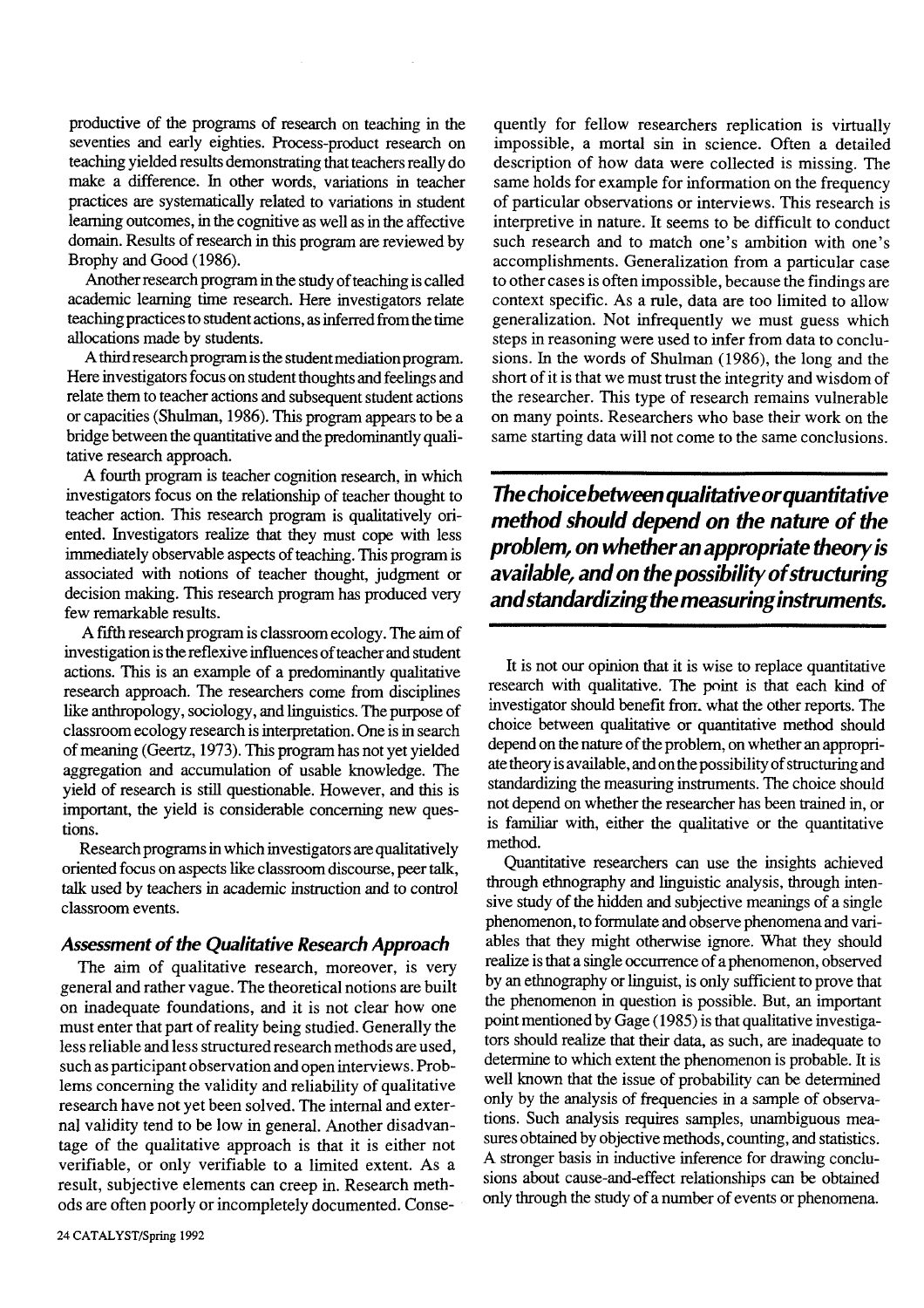productive of the programs of research on teaching in the seventies and early eighties. Process-product research on teaching yielded results demonstrating that teachers really do make a difference. In other words, variations in teacher practices are systematically related to variations in student learning outcomes, in the cognitive as well as in the affective domain. Results of research in this program are reviewed by Brophy and Good (1986).

Another research program in the study of teaching is called academic learning time research. Here investigators relate teaching practices to student actions, as inferred from the time allocations made by students.

A third research program is the student mediation program. Here investigators focus on student thoughts and feelings and relate them to teacher actions and subsequent student actions or capacities (Shulman, 1986). This program appears to be a bridge between the quantitative and the predominantly qualitative research approach.

A fourth program is teacher cognition research, in which investigators focus on the relationship of teacher thought to teacher action. This research program is qualitatively oriented. Investigators realize that they must cope with less immediately observable aspects of teaching. This program is associated with notions of teacher thought, judgment or decision making. This research program has produced very few remarkable results.

A fifth research program is classroom ecology. The aim of investigation is the reflexive influences of teacher and student actions. This is an example of a predominantly qualitative research approach. The researchers come from disciplines like anthropology, sociology, and linguistics. The purpose of classroom ecology research is interpretation. One is in search of meaning (Geertz, 1973). This program has not yet yielded aggregation and accumulation of usable knowledge. The yield of research is still questionable. However, and this is important, the yield is considerable concerning new questions.

Research programs in which investigators are qualitatively oriented focus on aspects like classroom discourse, peer talk, talk used by teachers in academic instruction and to control classroom events.

### Assessment of the Qualitative Research Approach

The aim of qualitative research, moreover, is very general and rather vague. The theoretical notions are built on inadequate foundations, and it is not clear how one must enter that part of reality being studied. Generally the less reliable and less structured research methods are used, such as participant observation and open interviews. Problems concerning the validity and reliability of qualitative research have not yet been solved. The internal and external validity tend to be low in general. Another disadvantage of the qualitative approach is that it is either not verifiable, or only verifiable to a limited extent. As a result, subjective elements can creep in. Research methods are often poorly or incompletely documented. Consequently for fellow researchers replication is virtually impossible, a mortal sin in science. Often a detailed description of how data were collected is missing. The same holds for example for information on the frequency of particular observations or interviews. This research is interpretive in nature. It seems to be difficult to conduct such research and to match one's ambition with one's accomplishments. Generalization from a particular case to other cases is often impossible, because the findings are context specific. As a rule, data are too limited to allow generalization. Not infrequently we must guess which steps in reasoning were used to infer from data to conclusions. In the words of Shulman (1986), the long and the short of it is that we must trust the integrity and wisdom of the researcher. This type of research remains vulnerable on many points. Researchers who base their work on the same starting data will not come to the same conclusions.

***The choice between qualitative or quantitative method should depend on the nature of the problem, on whether an appropriate theory is available, and on the possibility of structuring and standardizing the measuring instruments.***

It is not our opinion that it is wise to replace quantitative research with qualitative. The point is that each kind of investigator should benefit from what the other reports. The choice between qualitative or quantitative method should depend on the nature of the problem, on whether an appropriate theory is available, and on the possibility of structuring and standardizing the measuring instruments. The choice should not depend on whether the researcher has been trained in, or is familiar with, either the qualitative or the quantitative method.

Quantitative researchers can use the insights achieved through ethnography and linguistic analysis, through intensive study of the hidden and subjective meanings of a single phenomenon, to formulate and observe phenomena and variables that they might otherwise ignore. What they should realize is that a single occurrence of a phenomenon, observed by an ethnography or linguist, is only sufficient to prove that the phenomenon in question is possible. But, an important point mentioned by Gage (1985) is that qualitative investigators should realize that their data, as such, are inadequate to determine to which extent the phenomenon is probable. It is well known that the issue of probability can be determined only by the analysis of frequencies in a sample of observations. Such analysis requires samples, unambiguous measures obtained by objective methods, counting, and statistics. A stronger basis in inductive inference for drawing conclusions about cause-and-effect relationships can be obtained only through the study of a number of events or phenomena.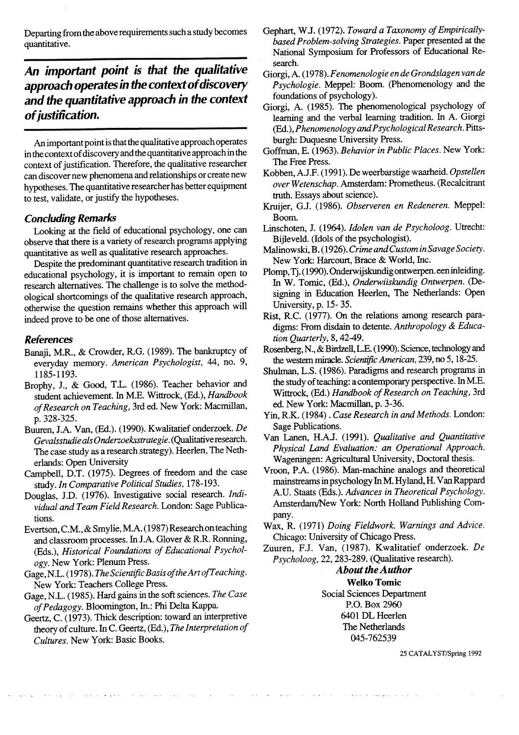Departing from the above requirements such a study becomes quantitative.

***An important point is that the qualitative approach operates in the context of discovery and the quantitative approach in the context of justification.***

An important point is that the qualitative approach operates in the context of discovery and the quantitative approach in the context of justification. Therefore, the qualitative researcher can discover new phenomena and relationships or create new hypotheses. The quantitative researcher has better equipment to test, validate, or justify the hypotheses.

### Concluding Remarks

Looking at the field of educational psychology, one can observe that there is a variety of research programs applying quantitative as well as qualitative research approaches.

Despite the predominant quantitative research tradition in educational psychology, it is important to remain open to research alternatives. The challenge is to solve the methodological shortcomings of the qualitative research approach, otherwise the question remains whether this approach will indeed prove to be one of those alternatives.

### References

Banaji, M.R., & Crowder, R.G. (1989). The bankruptcy of everyday memory. *American Psychologist,* 44, no. 9, 1185-1193.

Brophy, J., & Good, T.L. (1986). Teacher behavior and student achievement. In M.E. Wittrock, (Ed.), *Handbook of Research on Teaching,* 3rd ed. New York: Macmillan, p. 328-325.

Buuren, J.A. Van, (Ed.). (1990). Kwalitatief onderzoek. *De Gevalsstudie als Onderzoeksstrategie.* (Qualitative research. The case study as a research strategy). Heerlen, The Netherlands: Open University

Campbell, D.T. (1975). Degrees of freedom and the case study. *In Comparative Political Studies,* 178-193.

Douglas, J.D. (1976). Investigative social research. *Individual and Team Field Research.* London: Sage Publications.

Evertson, C.M., & Smylie, M.A. (1987) Research on teaching and classroom processes. In J.A. Glover & R.R. Ronning, (Eds.), *Historical Foundations of Educational Psychology.* New York: Plenum Press.

Gage, N.L. (1978). *The Scientific Basis of the Art of Teaching.* New York: Teachers College Press.

Gage, N.L. (1985). Hard gains in the soft sciences. *The Case of Pedagogy.* Bloomington, In.: Phi Delta Kappa.

Geertz, C. (1973). Thick description: toward an interpretive theory of culture. In C. Geertz, (Ed.), *The Interpretation of Cultures.* New York: Basic Books.

Gephart, W.J. (1972). *Toward a Taxonomy of Empirically-based Problem-solving Strategies.* Paper presented at the National Symposium for Professors of Educational Research.

Giorgi, A. (1978). *Fenomenologie en de Grondslagen van de Psychologie.* Meppel: Boom. (Phenomenology and the foundations of psychology).

Giorgi, A. (1985). The phenomenological psychology of learning and the verbal learning tradition. In A. Giorgi (Ed.), *Phenomenology and Psychological Research.* Pittsburgh: Duquesne University Press.

Goffman, E. (1963). *Behavior in Public Places.* New York: The Free Press.

Kobben, A.J.F. (1991). De weerbarstige waarheid. *Opstellen over Wetenschap.* Amsterdam: Prometheus. (Recalcitrant truth. Essays about science).

Kruijer, G.J. (1986). *Observeren en Redeneren.* Meppel: Boom.

Linschoten, J. (1964). *Idolen van de Psycholoog.* Utrecht: Bijleveld. (Idols of the psychologist).

Malinowski, B. (1926). *Crime and Custom in Savage Society.* New York: Harcourt, Brace & World, Inc.

Plomp, Tj. (1990). Onderwijskundig ontwerpen. een inleiding. In W. Tomic, (Ed.), *Onderwiiskundig Ontwerpen.* (Designing in Education Heerlen, The Netherlands: Open University, p. 15- 35.

Rist, R.C. (1977). On the relations among research paradigms: From disdain to detente. *Anthropology & Education Quarterly,* 8, 42-49.

Rosenberg, N., & Birdzell, L.E. (1990). Science, technology and the western miracle. *Scientific American,* 239, no 5, 18-25.

Shulman, L.S. (1986). Paradigms and research programs in the study of teaching: a contemporary perspective. In M.E. Wittrock, (Ed.) *Handbook of Research on Teaching,* 3rd ed. New York: Macmillan, p. 3-36.

Yin, R.K. (1984) . *Case Research in and Methods.* London: Sage Publications.

Van Lanen, H.A.J. (1991). *Qualitative and Quantitative Physical Land Evaluation: an Operational Approach.* Wageningen: Agricultural University, Doctoral thesis.

Vroon, P.A. (1986). Man-machine analogs and theoretical mainstreams in psychology In M. Hyland, H. Van Rappard A.U. Staats (Eds.). *Advances in Theoretical Psychology.* Amsterdam/New York: North Holland Publishing Company.

Wax, R. (1971) *Doing Fieldwork. Warnings and Advice.* Chicago: University of Chicago Press.

Zuuren, F.J. Van, (1987). Kwalitatief onderzoek. *De Psycholoog,* 22, 283-289. (Qualitative research).

### About the Author

**Welko Tomic**
Social Sciences Department
P.O. Box 2960
6401 DL Heerlen
The Netherlands
045-762539